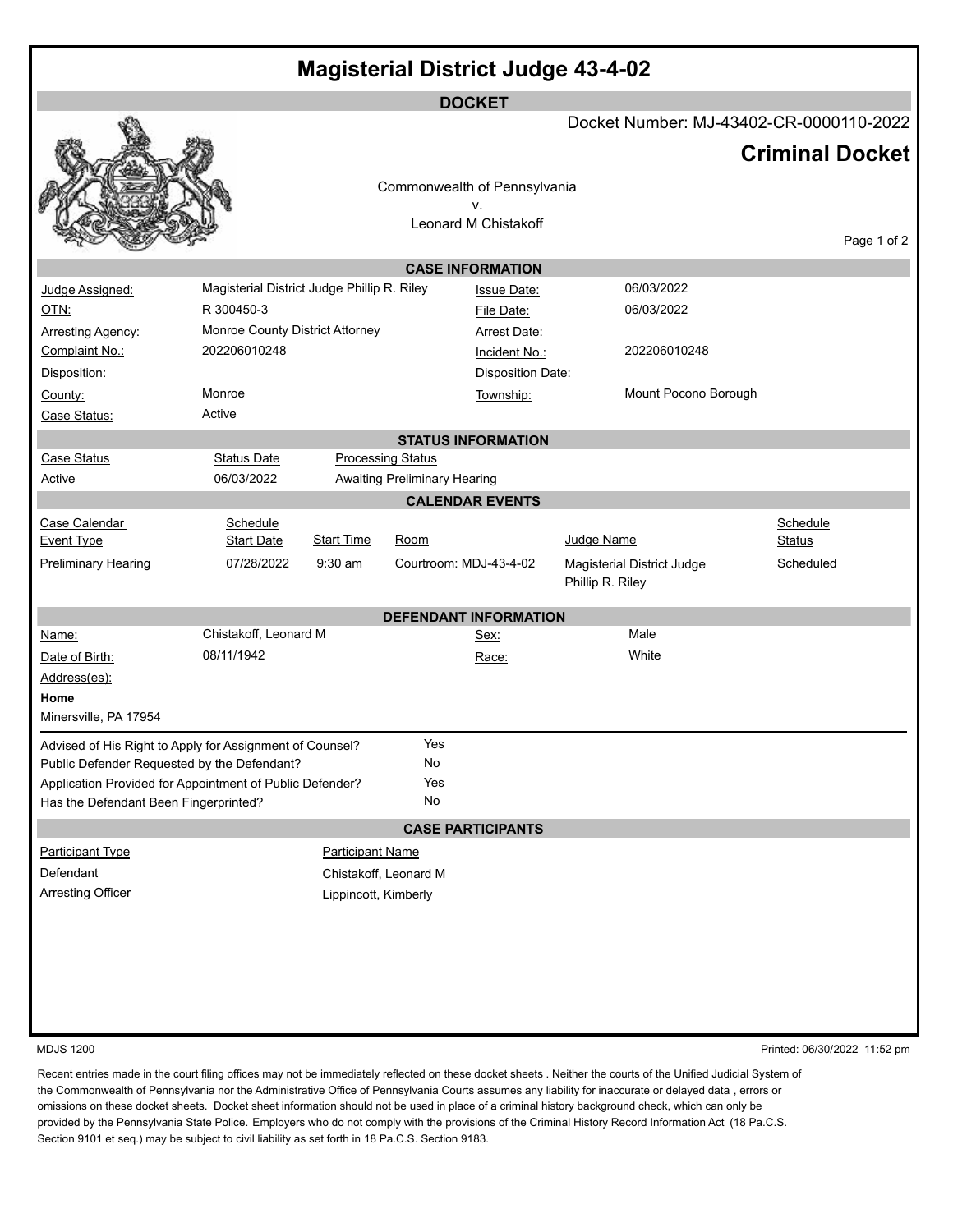# Magisterial District Judge 43-4-02

## DOCKET

Docket Number: MJ-43402-CR-0000110-2022

**Criminal Docket**

Commonwealth of Pennsylvania
v.
Leonard M Chistakoff

## CASE INFORMATION

| | | | |
|---|---|---|---|
| Judge Assigned: | Magisterial District Judge Phillip R. Riley | Issue Date: | 06/03/2022 |
| OTN: | R 300450-3 | File Date: | 06/03/2022 |
| Arresting Agency: | Monroe County District Attorney | Arrest Date: | |
| Complaint No.: | 202206010248 | Incident No.: | 202206010248 |
| Disposition: | | Disposition Date: | |
| County: | Monroe | Township: | Mount Pocono Borough |
| Case Status: | Active | | |

## STATUS INFORMATION

| Case Status | Status Date | Processing Status |
|---|---|---|
| Active | 06/03/2022 | Awaiting Preliminary Hearing |

## CALENDAR EVENTS

| Case Calendar Event Type | Schedule Start Date | Start Time | Room | Judge Name | Schedule Status |
|---|---|---|---|---|---|
| Preliminary Hearing | 07/28/2022 | 9:30 am | Courtroom: MDJ-43-4-02 | Magisterial District Judge Phillip R. Riley | Scheduled |

## DEFENDANT INFORMATION

| | | | |
|---|---|---|---|
| Name: | Chistakoff, Leonard M | Sex: | Male |
| Date of Birth: | 08/11/1942 | Race: | White |

Address(es):

**Home**

Minersville, PA 17954

| | |
|---|---|
| Advised of His Right to Apply for Assignment of Counsel? | Yes |
| Public Defender Requested by the Defendant? | No |
| Application Provided for Appointment of Public Defender? | Yes |
| Has the Defendant Been Fingerprinted? | No |

## CASE PARTICIPANTS

| Participant Type | Participant Name |
|---|---|
| Defendant | Chistakoff, Leonard M |
| Arresting Officer | Lippincott, Kimberly |

MDJS 1200

Printed: 06/30/2022 11:52 pm

Recent entries made in the court filing offices may not be immediately reflected on these docket sheets . Neither the courts of the Unified Judicial System of the Commonwealth of Pennsylvania nor the Administrative Office of Pennsylvania Courts assumes any liability for inaccurate or delayed data , errors or omissions on these docket sheets. Docket sheet information should not be used in place of a criminal history background check, which can only be provided by the Pennsylvania State Police. Employers who do not comply with the provisions of the Criminal History Record Information Act (18 Pa.C.S. Section 9101 et seq.) may be subject to civil liability as set forth in 18 Pa.C.S. Section 9183.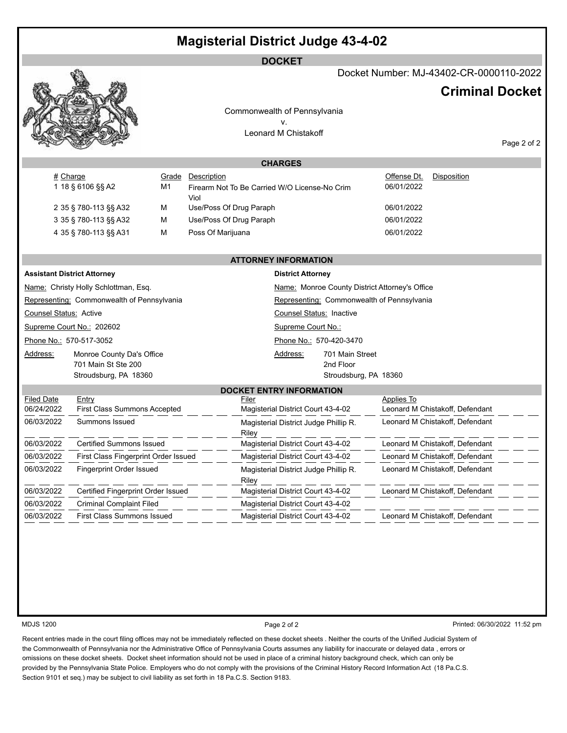# Magisterial District Judge 43-4-02

## DOCKET

Docket Number: MJ-43402-CR-0000110-2022

## Criminal Docket

Commonwealth of Pennsylvania
v.
Leonard M Chistakoff

### CHARGES

| # | Charge | Grade | Description | Offense Dt. | Disposition |
|---|---|---|---|---|---|
| 1 | 18 § 6106 §§ A2 | M1 | Firearm Not To Be Carried W/O License-No Crim Viol | 06/01/2022 | |
| 2 | 35 § 780-113 §§ A32 | M | Use/Poss Of Drug Paraph | 06/01/2022 | |
| 3 | 35 § 780-113 §§ A32 | M | Use/Poss Of Drug Paraph | 06/01/2022 | |
| 4 | 35 § 780-113 §§ A31 | M | Poss Of Marijuana | 06/01/2022 | |

### ATTORNEY INFORMATION

**Assistant District Attorney**

Name: Christy Holly Schlottman, Esq.
Representing: Commonwealth of Pennsylvania
Counsel Status: Active
Supreme Court No.: 202602
Phone No.: 570-517-3052
Address: Monroe County Da's Office
701 Main St Ste 200
Stroudsburg, PA 18360

**District Attorney**

Name: Monroe County District Attorney's Office
Representing: Commonwealth of Pennsylvania
Counsel Status: Inactive
Supreme Court No.:
Phone No.: 570-420-3470
Address: 701 Main Street
2nd Floor
Stroudsburg, PA 18360

### DOCKET ENTRY INFORMATION

| Filed Date | Entry | Filer | Applies To |
|---|---|---|---|
| 06/24/2022 | First Class Summons Accepted | Magisterial District Court 43-4-02 | Leonard M Chistakoff, Defendant |
| 06/03/2022 | Summons Issued | Magisterial District Judge Phillip R. Riley | Leonard M Chistakoff, Defendant |
| 06/03/2022 | Certified Summons Issued | Magisterial District Court 43-4-02 | Leonard M Chistakoff, Defendant |
| 06/03/2022 | First Class Fingerprint Order Issued | Magisterial District Court 43-4-02 | Leonard M Chistakoff, Defendant |
| 06/03/2022 | Fingerprint Order Issued | Magisterial District Judge Phillip R. Riley | Leonard M Chistakoff, Defendant |
| 06/03/2022 | Certified Fingerprint Order Issued | Magisterial District Court 43-4-02 | Leonard M Chistakoff, Defendant |
| 06/03/2022 | Criminal Complaint Filed | Magisterial District Court 43-4-02 | |
| 06/03/2022 | First Class Summons Issued | Magisterial District Court 43-4-02 | Leonard M Chistakoff, Defendant |

MDJS 1200

Printed: 06/30/2022 11:52 pm

Recent entries made in the court filing offices may not be immediately reflected on these docket sheets . Neither the courts of the Unified Judicial System of the Commonwealth of Pennsylvania nor the Administrative Office of Pennsylvania Courts assumes any liability for inaccurate or delayed data , errors or omissions on these docket sheets. Docket sheet information should not be used in place of a criminal history background check, which can only be provided by the Pennsylvania State Police. Employers who do not comply with the provisions of the Criminal History Record Information Act (18 Pa.C.S. Section 9101 et seq.) may be subject to civil liability as set forth in 18 Pa.C.S. Section 9183.